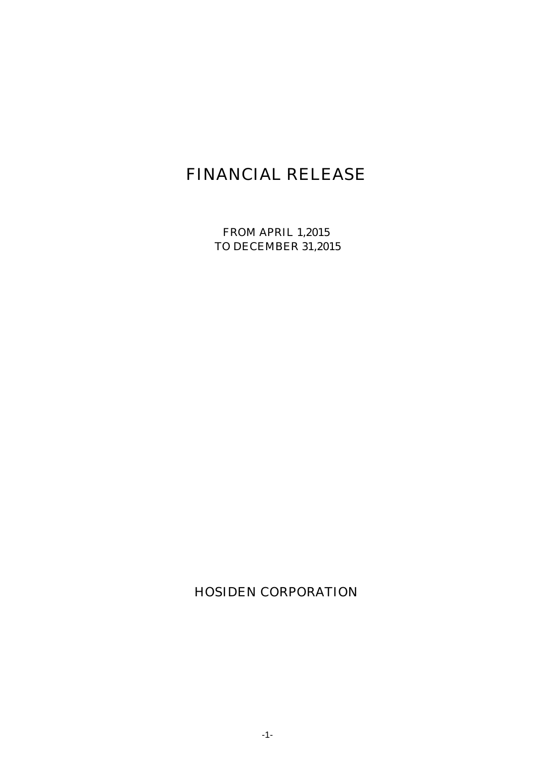# FINANCIAL RELEASE

FROM APRIL 1,2015
TO DECEMBER 31,2015

HOSIDEN CORPORATION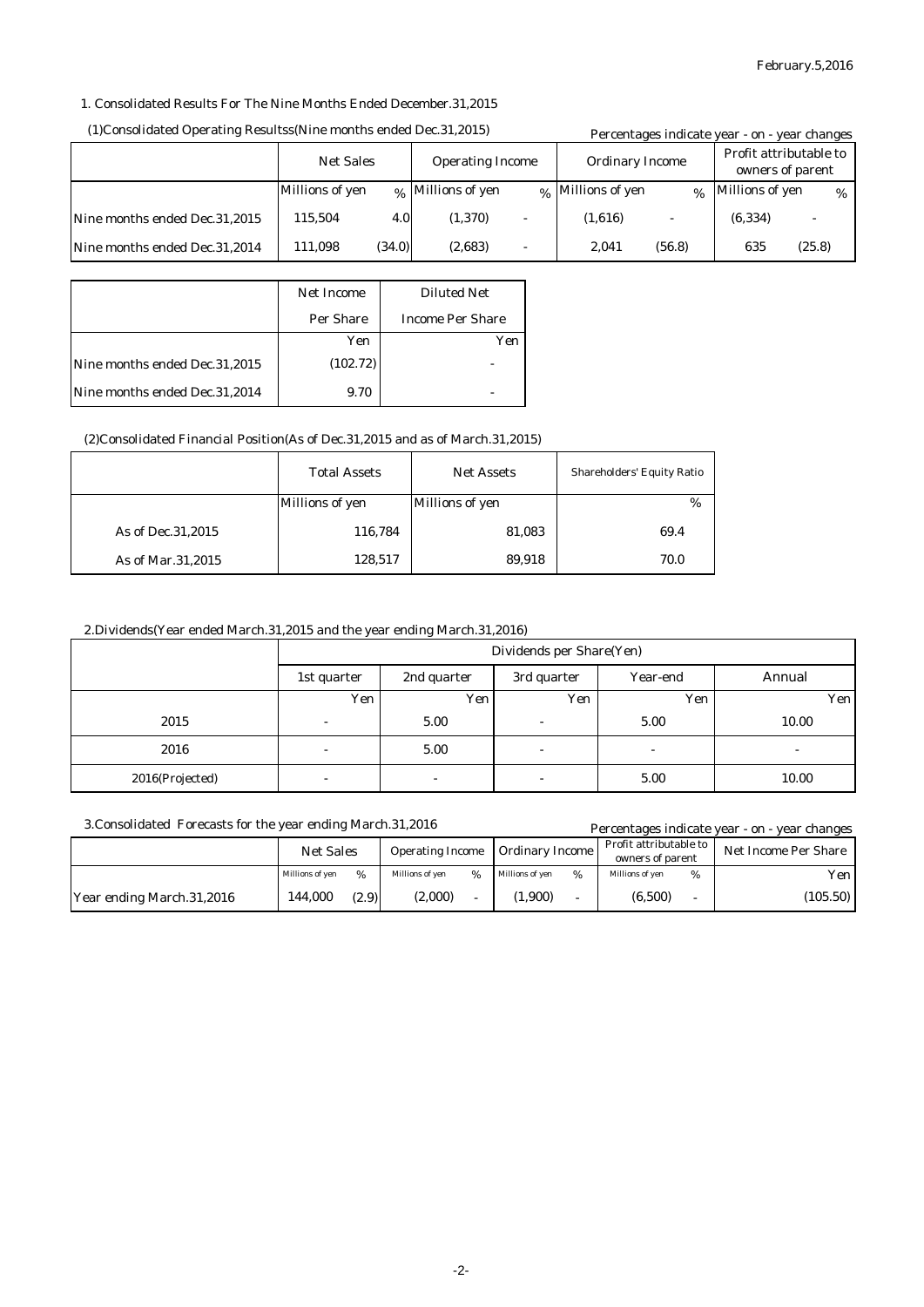February.5,2016

1. Consolidated Results For The Nine Months Ended December.31,2015

(1)Consolidated Operating Resultss(Nine months ended Dec.31,2015)

Percentages indicate year - on - year changes

| | Net Sales | | Operating Income | | Ordinary Income | | Profit attributable to owners of parent | |
|---|---|---|---|---|---|---|---|---|
| | Millions of yen | % | Millions of yen | % | Millions of yen | % | Millions of yen | % |
| Nine months ended Dec.31,2015 | 115,504 | 4.0 | (1,370) | - | (1,616) | - | (6,334) | - |
| Nine months ended Dec.31,2014 | 111,098 | (34.0) | (2,683) | - | 2,041 | (56.8) | 635 | (25.8) |

| | Net Income Per Share | Diluted Net Income Per Share |
|---|---|---|
| | Yen | Yen |
| Nine months ended Dec.31,2015 | (102.72) | - |
| Nine months ended Dec.31,2014 | 9.70 | - |

(2)Consolidated Financial Position(As of Dec.31,2015 and as of March.31,2015)

| | Total Assets | Net Assets | Shareholders' Equity Ratio |
|---|---|---|---|
| | Millions of yen | Millions of yen | % |
| As of Dec.31,2015 | 116,784 | 81,083 | 69.4 |
| As of Mar.31,2015 | 128,517 | 89,918 | 70.0 |

2.Dividends(Year ended March.31,2015 and the year ending March.31,2016)

| | Dividends per Share(Yen) | | | | |
|---|---|---|---|---|---|
| | 1st quarter | 2nd quarter | 3rd quarter | Year-end | Annual |
| | Yen | Yen | Yen | Yen | Yen |
| 2015 | - | 5.00 | - | 5.00 | 10.00 |
| 2016 | - | 5.00 | - | - | - |
| 2016(Projected) | - | - | - | 5.00 | 10.00 |

3.Consolidated Forecasts for the year ending March.31,2016

Percentages indicate year - on - year changes

| | Net Sales | | Operating Income | | Ordinary Income | | Profit attributable to owners of parent | | Net Income Per Share |
|---|---|---|---|---|---|---|---|---|---|
| | Millions of yen | % | Millions of yen | % | Millions of yen | % | Millions of yen | % | Yen |
| Year ending March.31,2016 | 144,000 | (2.9) | (2,000) | - | (1,900) | - | (6,500) | - | (105.50) |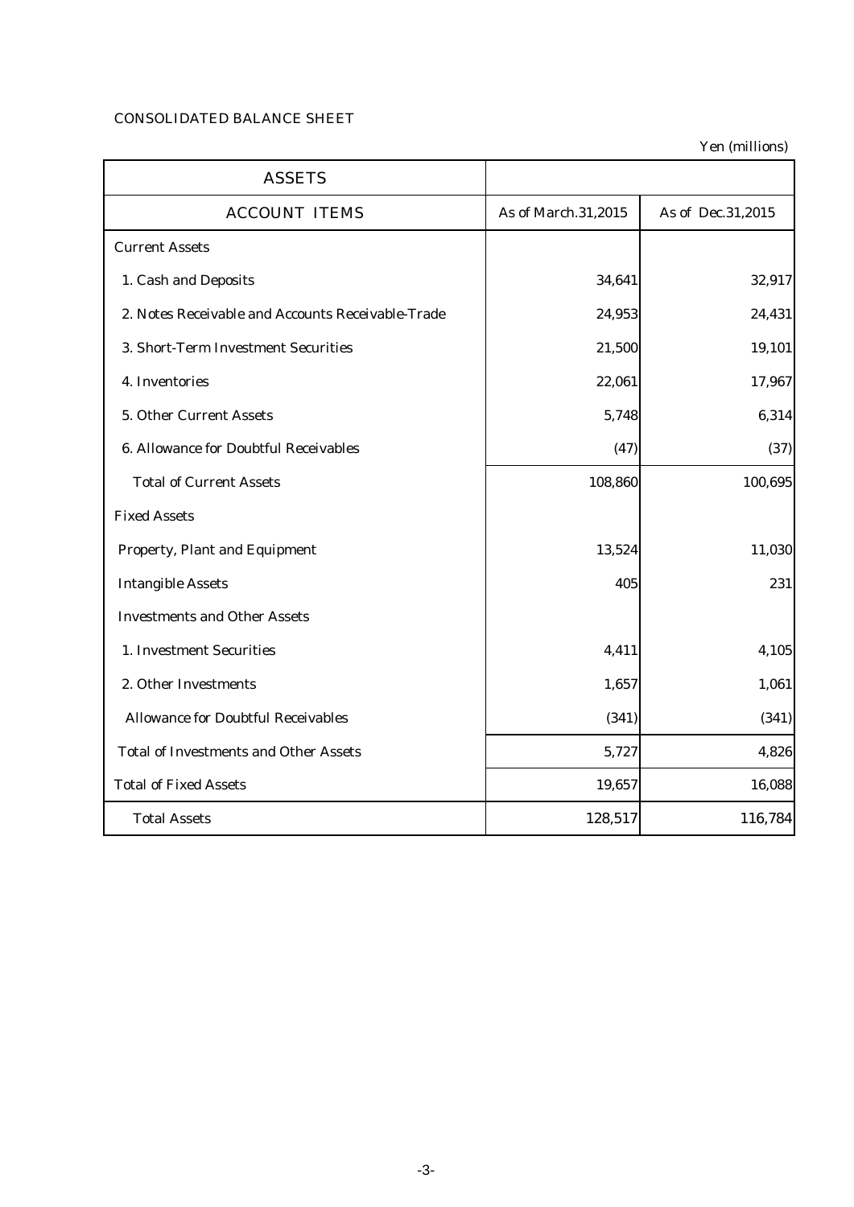CONSOLIDATED BALANCE SHEET

Yen (millions)

| ASSETS | | |
|---|---|---|
| ACCOUNT ITEMS | As of March.31,2015 | As of Dec.31,2015 |
| Current Assets | | |
| 1. Cash and Deposits | 34,641 | 32,917 |
| 2. Notes Receivable and Accounts Receivable-Trade | 24,953 | 24,431 |
| 3. Short-Term Investment Securities | 21,500 | 19,101 |
| 4. Inventories | 22,061 | 17,967 |
| 5. Other Current Assets | 5,748 | 6,314 |
| 6. Allowance for Doubtful Receivables | (47) | (37) |
| Total of Current Assets | 108,860 | 100,695 |
| Fixed Assets | | |
| Property, Plant and Equipment | 13,524 | 11,030 |
| Intangible Assets | 405 | 231 |
| Investments and Other Assets | | |
| 1. Investment Securities | 4,411 | 4,105 |
| 2. Other Investments | 1,657 | 1,061 |
| Allowance for Doubtful Receivables | (341) | (341) |
| Total of Investments and Other Assets | 5,727 | 4,826 |
| Total of Fixed Assets | 19,657 | 16,088 |
| Total Assets | 128,517 | 116,784 |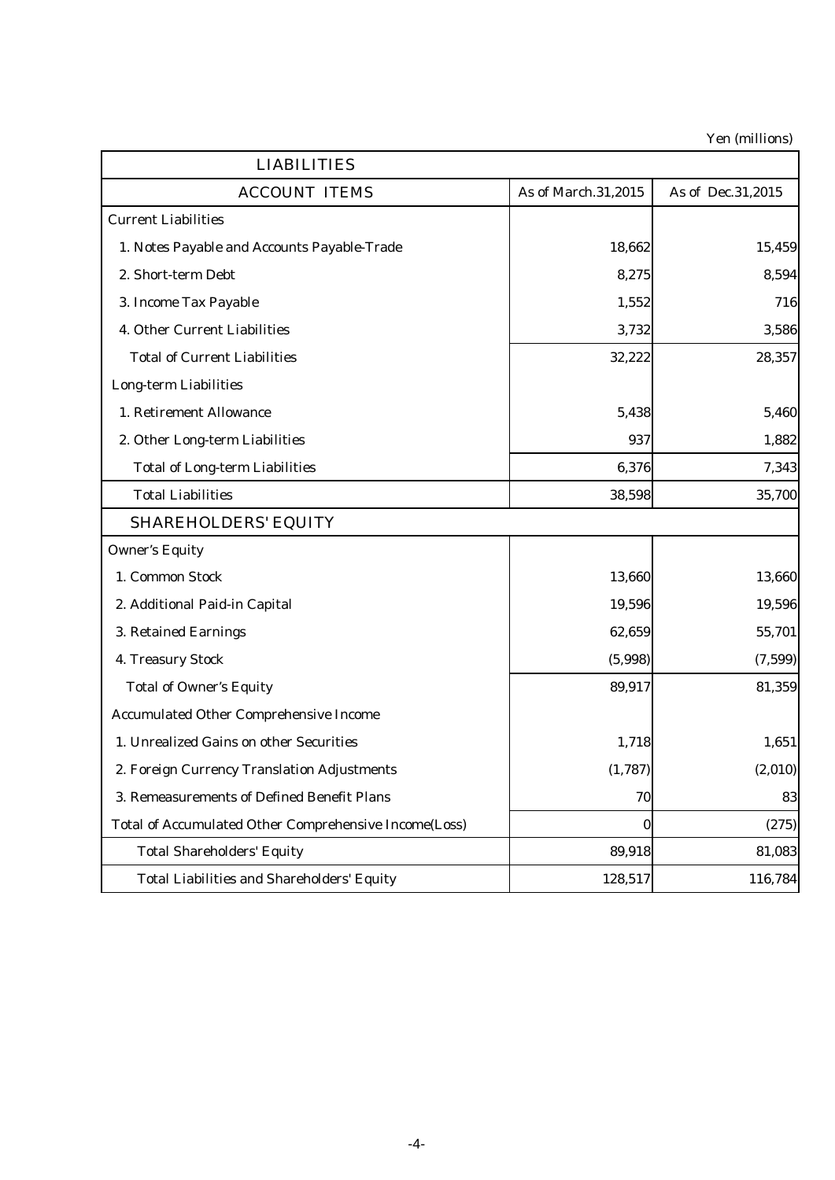Yen (millions)

| LIABILITIES | | |
|---|---|---|
| ACCOUNT ITEMS | As of March.31,2015 | As of Dec.31,2015 |
| Current Liabilities | | |
| 1. Notes Payable and Accounts Payable-Trade | 18,662 | 15,459 |
| 2. Short-term Debt | 8,275 | 8,594 |
| 3. Income Tax Payable | 1,552 | 716 |
| 4. Other Current Liabilities | 3,732 | 3,586 |
| Total of Current Liabilities | 32,222 | 28,357 |
| Long-term Liabilities | | |
| 1. Retirement Allowance | 5,438 | 5,460 |
| 2. Other Long-term Liabilities | 937 | 1,882 |
| Total of Long-term Liabilities | 6,376 | 7,343 |
| Total Liabilities | 38,598 | 35,700 |
| SHAREHOLDERS' EQUITY | | |
| Owner's Equity | | |
| 1. Common Stock | 13,660 | 13,660 |
| 2. Additional Paid-in Capital | 19,596 | 19,596 |
| 3. Retained Earnings | 62,659 | 55,701 |
| 4. Treasury Stock | (5,998) | (7,599) |
| Total of Owner's Equity | 89,917 | 81,359 |
| Accumulated Other Comprehensive Income | | |
| 1. Unrealized Gains on other Securities | 1,718 | 1,651 |
| 2. Foreign Currency Translation Adjustments | (1,787) | (2,010) |
| 3. Remeasurements of Defined Benefit Plans | 70 | 83 |
| Total of Accumulated Other Comprehensive Income(Loss) | 0 | (275) |
| Total Shareholders' Equity | 89,918 | 81,083 |
| Total Liabilities and Shareholders' Equity | 128,517 | 116,784 |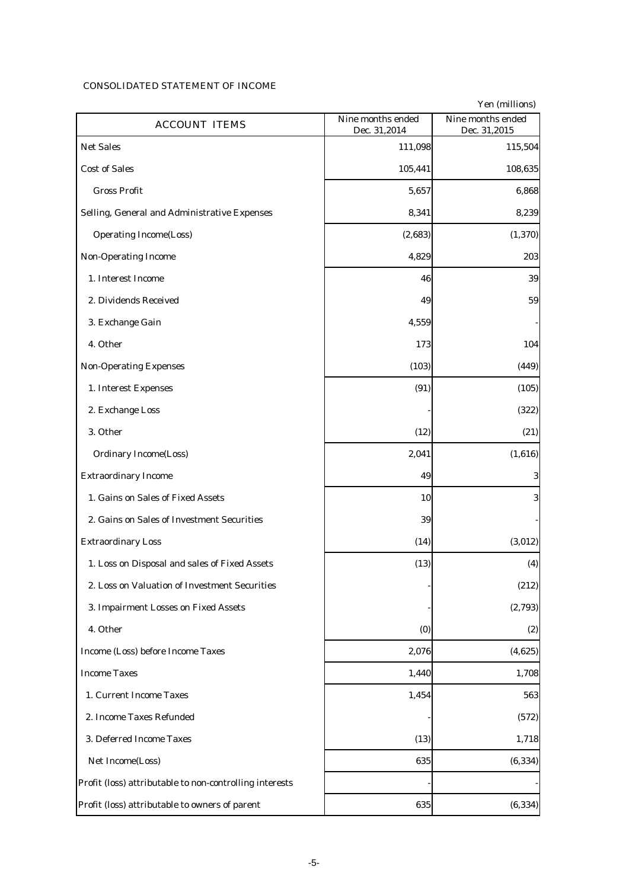CONSOLIDATED STATEMENT OF INCOME

Yen (millions)

| ACCOUNT ITEMS | Nine months ended Dec. 31,2014 | Nine months ended Dec. 31,2015 |
|---|---|---|
| Net Sales | 111,098 | 115,504 |
| Cost of Sales | 105,441 | 108,635 |
| Gross Profit | 5,657 | 6,868 |
| Selling, General and Administrative Expenses | 8,341 | 8,239 |
| Operating Income(Loss) | (2,683) | (1,370) |
| Non-Operating Income | 4,829 | 203 |
| 1. Interest Income | 46 | 39 |
| 2. Dividends Received | 49 | 59 |
| 3. Exchange Gain | 4,559 | - |
| 4. Other | 173 | 104 |
| Non-Operating Expenses | (103) | (449) |
| 1. Interest Expenses | (91) | (105) |
| 2. Exchange Loss | - | (322) |
| 3. Other | (12) | (21) |
| Ordinary Income(Loss) | 2,041 | (1,616) |
| Extraordinary Income | 49 | 3 |
| 1. Gains on Sales of Fixed Assets | 10 | 3 |
| 2. Gains on Sales of Investment Securities | 39 | - |
| Extraordinary Loss | (14) | (3,012) |
| 1. Loss on Disposal and sales of Fixed Assets | (13) | (4) |
| 2. Loss on Valuation of Investment Securities | - | (212) |
| 3. Impairment Losses on Fixed Assets | - | (2,793) |
| 4. Other | (0) | (2) |
| Income (Loss) before Income Taxes | 2,076 | (4,625) |
| Income Taxes | 1,440 | 1,708 |
| 1. Current Income Taxes | 1,454 | 563 |
| 2. Income Taxes Refunded | - | (572) |
| 3. Deferred Income Taxes | (13) | 1,718 |
| Net Income(Loss) | 635 | (6,334) |
| Profit (loss) attributable to non-controlling interests | - | - |
| Profit (loss) attributable to owners of parent | 635 | (6,334) |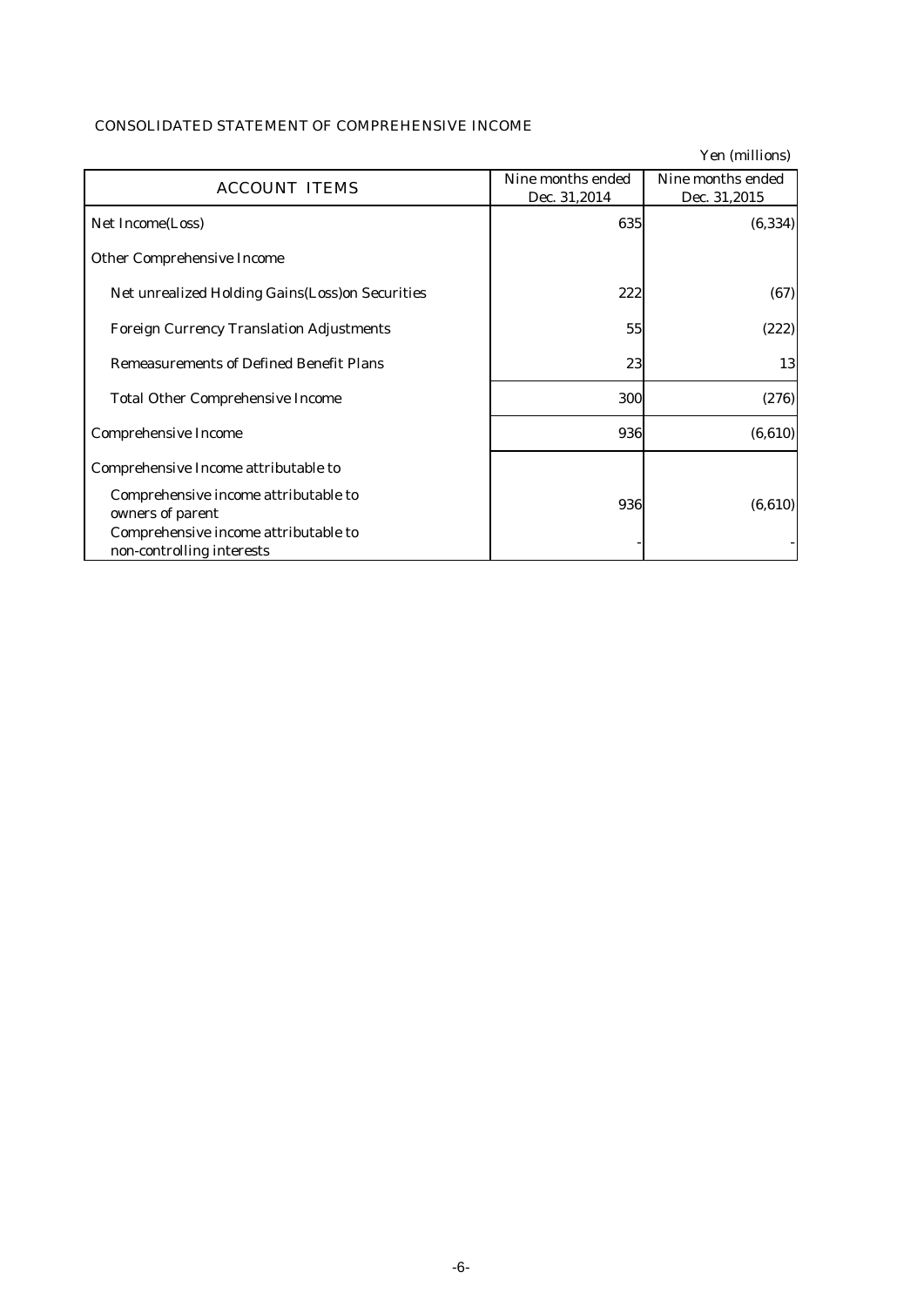CONSOLIDATED STATEMENT OF COMPREHENSIVE INCOME

Yen (millions)

| ACCOUNT ITEMS | Nine months ended Dec. 31,2014 | Nine months ended Dec. 31,2015 |
|---|---|---|
| Net Income(Loss) | 635 | (6,334) |
| Other Comprehensive Income | | |
| Net unrealized Holding Gains(Loss)on Securities | 222 | (67) |
| Foreign Currency Translation Adjustments | 55 | (222) |
| Remeasurements of Defined Benefit Plans | 23 | 13 |
| Total Other Comprehensive Income | 300 | (276) |
| Comprehensive Income | 936 | (6,610) |
| Comprehensive Income attributable to | | |
| Comprehensive income attributable to owners of parent | 936 | (6,610) |
| Comprehensive income attributable to non-controlling interests | - | - |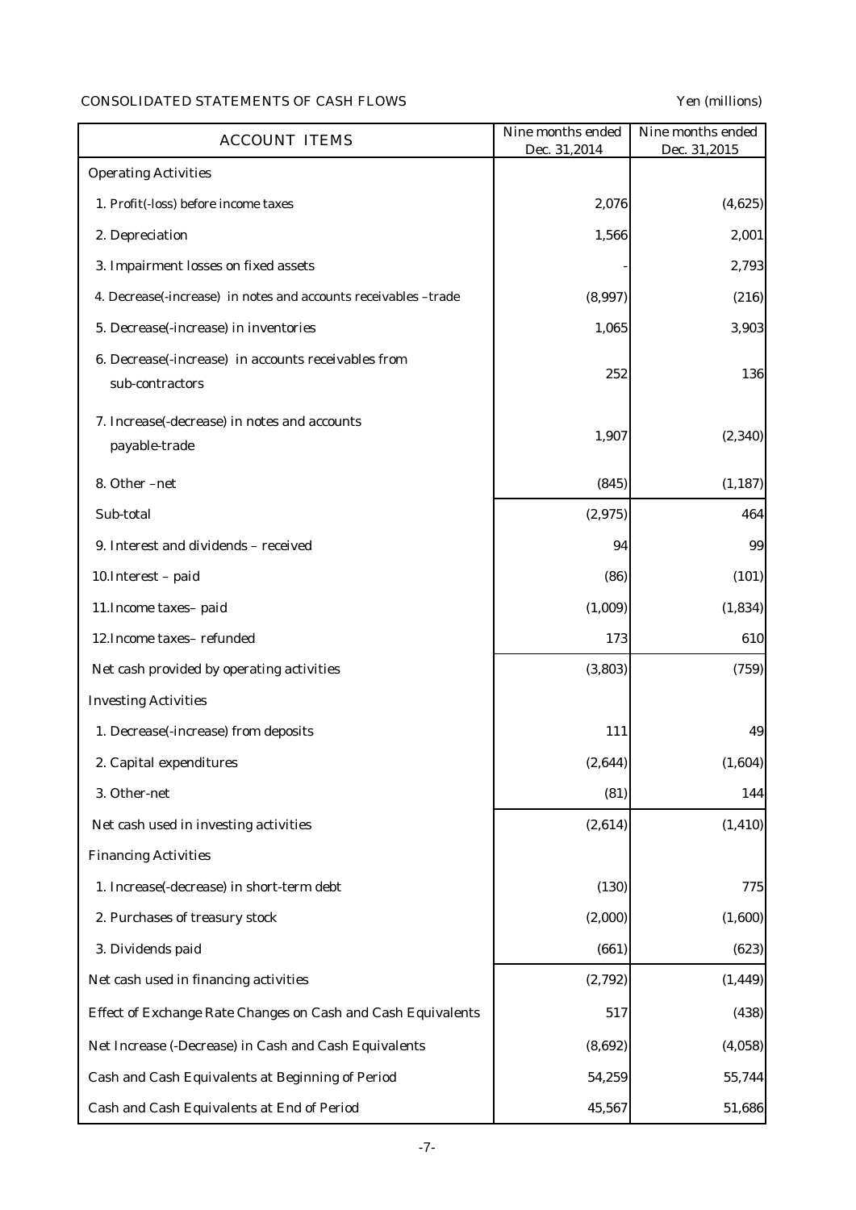CONSOLIDATED STATEMENTS OF CASH FLOWS

Yen (millions)

| ACCOUNT ITEMS | Nine months ended Dec. 31,2014 | Nine months ended Dec. 31,2015 |
|---|---|---|
| Operating Activities | | |
| 1. Profit(-loss) before income taxes | 2,076 | (4,625) |
| 2. Depreciation | 1,566 | 2,001 |
| 3. Impairment losses on fixed assets | - | 2,793 |
| 4. Decrease(-increase) in notes and accounts receivables –trade | (8,997) | (216) |
| 5. Decrease(-increase) in inventories | 1,065 | 3,903 |
| 6. Decrease(-increase) in accounts receivables from sub-contractors | 252 | 136 |
| 7. Increase(-decrease) in notes and accounts payable-trade | 1,907 | (2,340) |
| 8. Other –net | (845) | (1,187) |
| Sub-total | (2,975) | 464 |
| 9. Interest and dividends – received | 94 | 99 |
| 10.Interest – paid | (86) | (101) |
| 11.Income taxes– paid | (1,009) | (1,834) |
| 12.Income taxes– refunded | 173 | 610 |
| Net cash provided by operating activities | (3,803) | (759) |
| Investing Activities | | |
| 1. Decrease(-increase) from deposits | 111 | 49 |
| 2. Capital expenditures | (2,644) | (1,604) |
| 3. Other-net | (81) | 144 |
| Net cash used in investing activities | (2,614) | (1,410) |
| Financing Activities | | |
| 1. Increase(-decrease) in short-term debt | (130) | 775 |
| 2. Purchases of treasury stock | (2,000) | (1,600) |
| 3. Dividends paid | (661) | (623) |
| Net cash used in financing activities | (2,792) | (1,449) |
| Effect of Exchange Rate Changes on Cash and Cash Equivalents | 517 | (438) |
| Net Increase (-Decrease) in Cash and Cash Equivalents | (8,692) | (4,058) |
| Cash and Cash Equivalents at Beginning of Period | 54,259 | 55,744 |
| Cash and Cash Equivalents at End of Period | 45,567 | 51,686 |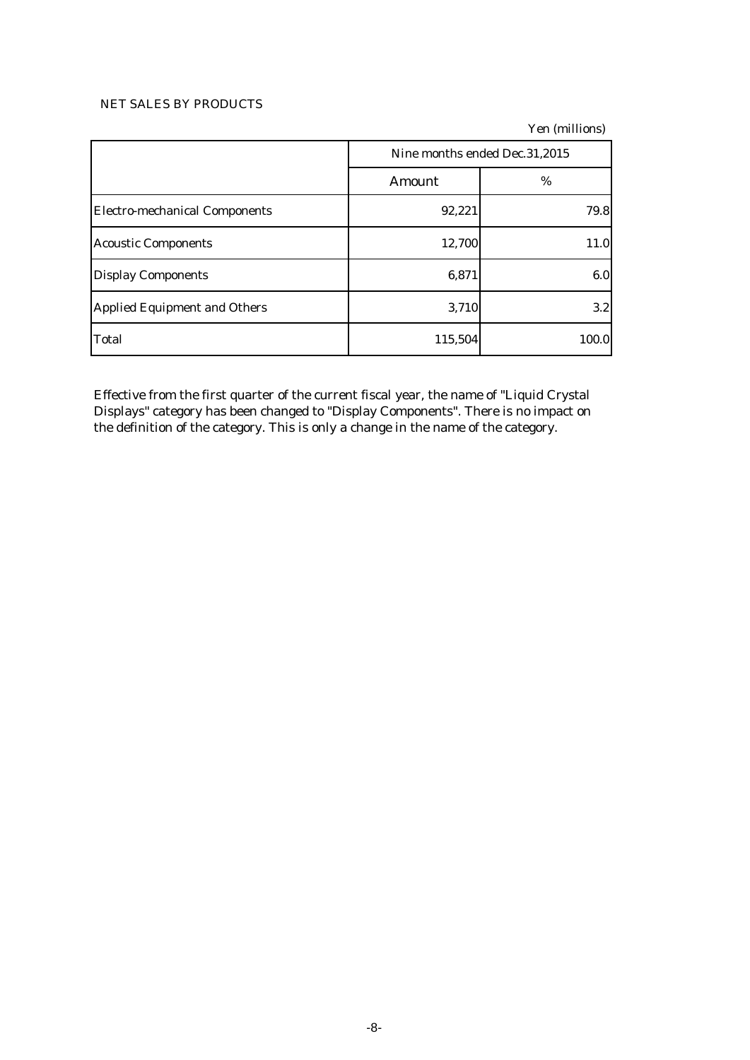NET SALES BY PRODUCTS

Yen (millions)

| | Nine months ended Dec.31,2015 | |
|---|---|---|
| | Amount | % |
| Electro-mechanical Components | 92,221 | 79.8 |
| Acoustic Components | 12,700 | 11.0 |
| Display Components | 6,871 | 6.0 |
| Applied Equipment and Others | 3,710 | 3.2 |
| Total | 115,504 | 100.0 |

Effective from the first quarter of the current fiscal year, the name of "Liquid Crystal Displays" category has been changed to "Display Components". There is no impact on the definition of the category. This is only a change in the name of the category.